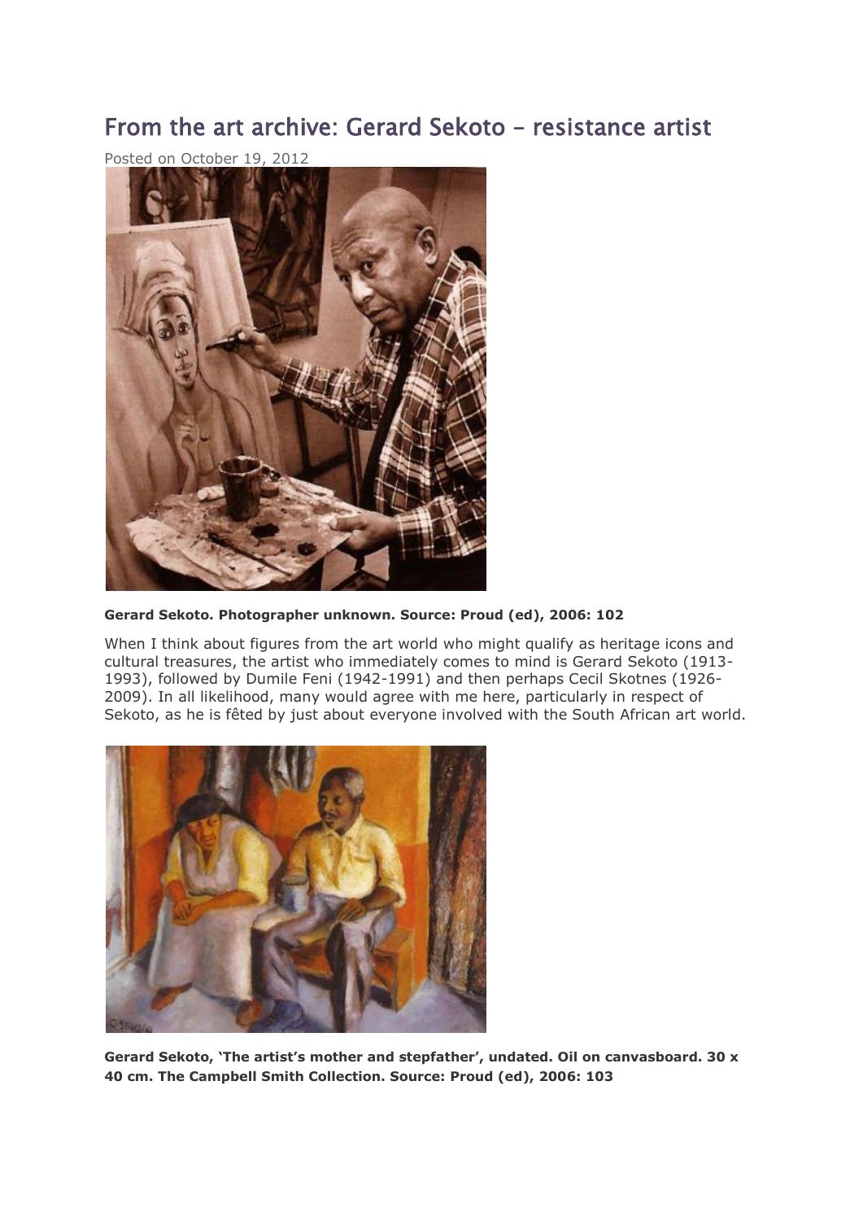# From the art archive: Gerard Sekoto – resistance artist

Posted on October 19, 2012

**Gerard Sekoto. Photographer unknown. Source: Proud (ed), 2006: 102**

When I think about figures from the art world who might qualify as heritage icons and cultural treasures, the artist who immediately comes to mind is Gerard Sekoto (1913-1993), followed by Dumile Feni (1942-1991) and then perhaps Cecil Skotnes (1926-2009). In all likelihood, many would agree with me here, particularly in respect of Sekoto, as he is fêted by just about everyone involved with the South African art world.

**Gerard Sekoto, 'The artist's mother and stepfather', undated. Oil on canvasboard. 30 x 40 cm. The Campbell Smith Collection. Source: Proud (ed), 2006: 103**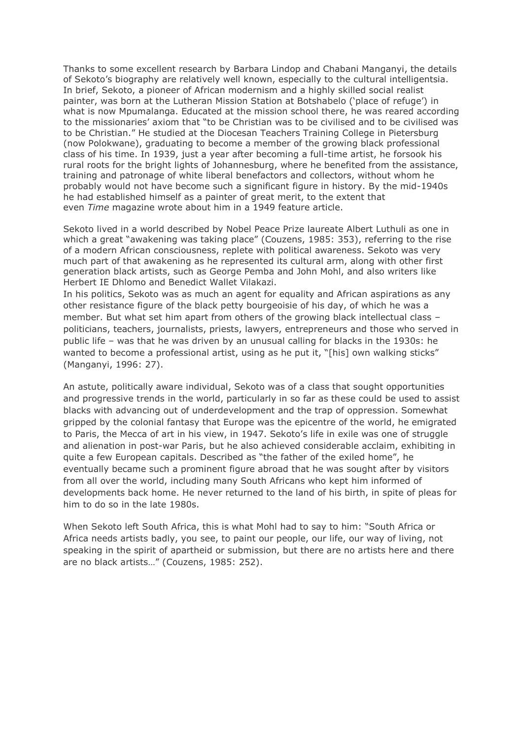Thanks to some excellent research by Barbara Lindop and Chabani Manganyi, the details of Sekoto's biography are relatively well known, especially to the cultural intelligentsia. In brief, Sekoto, a pioneer of African modernism and a highly skilled social realist painter, was born at the Lutheran Mission Station at Botshabelo ('place of refuge') in what is now Mpumalanga. Educated at the mission school there, he was reared according to the missionaries' axiom that "to be Christian was to be civilised and to be civilised was to be Christian." He studied at the Diocesan Teachers Training College in Pietersburg (now Polokwane), graduating to become a member of the growing black professional class of his time. In 1939, just a year after becoming a full-time artist, he forsook his rural roots for the bright lights of Johannesburg, where he benefited from the assistance, training and patronage of white liberal benefactors and collectors, without whom he probably would not have become such a significant figure in history. By the mid-1940s he had established himself as a painter of great merit, to the extent that even *Time* magazine wrote about him in a 1949 feature article.

Sekoto lived in a world described by Nobel Peace Prize laureate Albert Luthuli as one in which a great "awakening was taking place" (Couzens, 1985: 353), referring to the rise of a modern African consciousness, replete with political awareness. Sekoto was very much part of that awakening as he represented its cultural arm, along with other first generation black artists, such as George Pemba and John Mohl, and also writers like Herbert IE Dhlomo and Benedict Wallet Vilakazi.

In his politics, Sekoto was as much an agent for equality and African aspirations as any other resistance figure of the black petty bourgeoisie of his day, of which he was a member. But what set him apart from others of the growing black intellectual class – politicians, teachers, journalists, priests, lawyers, entrepreneurs and those who served in public life – was that he was driven by an unusual calling for blacks in the 1930s: he wanted to become a professional artist, using as he put it, "[his] own walking sticks" (Manganyi, 1996: 27).

An astute, politically aware individual, Sekoto was of a class that sought opportunities and progressive trends in the world, particularly in so far as these could be used to assist blacks with advancing out of underdevelopment and the trap of oppression. Somewhat gripped by the colonial fantasy that Europe was the epicentre of the world, he emigrated to Paris, the Mecca of art in his view, in 1947. Sekoto's life in exile was one of struggle and alienation in post-war Paris, but he also achieved considerable acclaim, exhibiting in quite a few European capitals. Described as "the father of the exiled home", he eventually became such a prominent figure abroad that he was sought after by visitors from all over the world, including many South Africans who kept him informed of developments back home. He never returned to the land of his birth, in spite of pleas for him to do so in the late 1980s.

When Sekoto left South Africa, this is what Mohl had to say to him: "South Africa or Africa needs artists badly, you see, to paint our people, our life, our way of living, not speaking in the spirit of apartheid or submission, but there are no artists here and there are no black artists…" (Couzens, 1985: 252).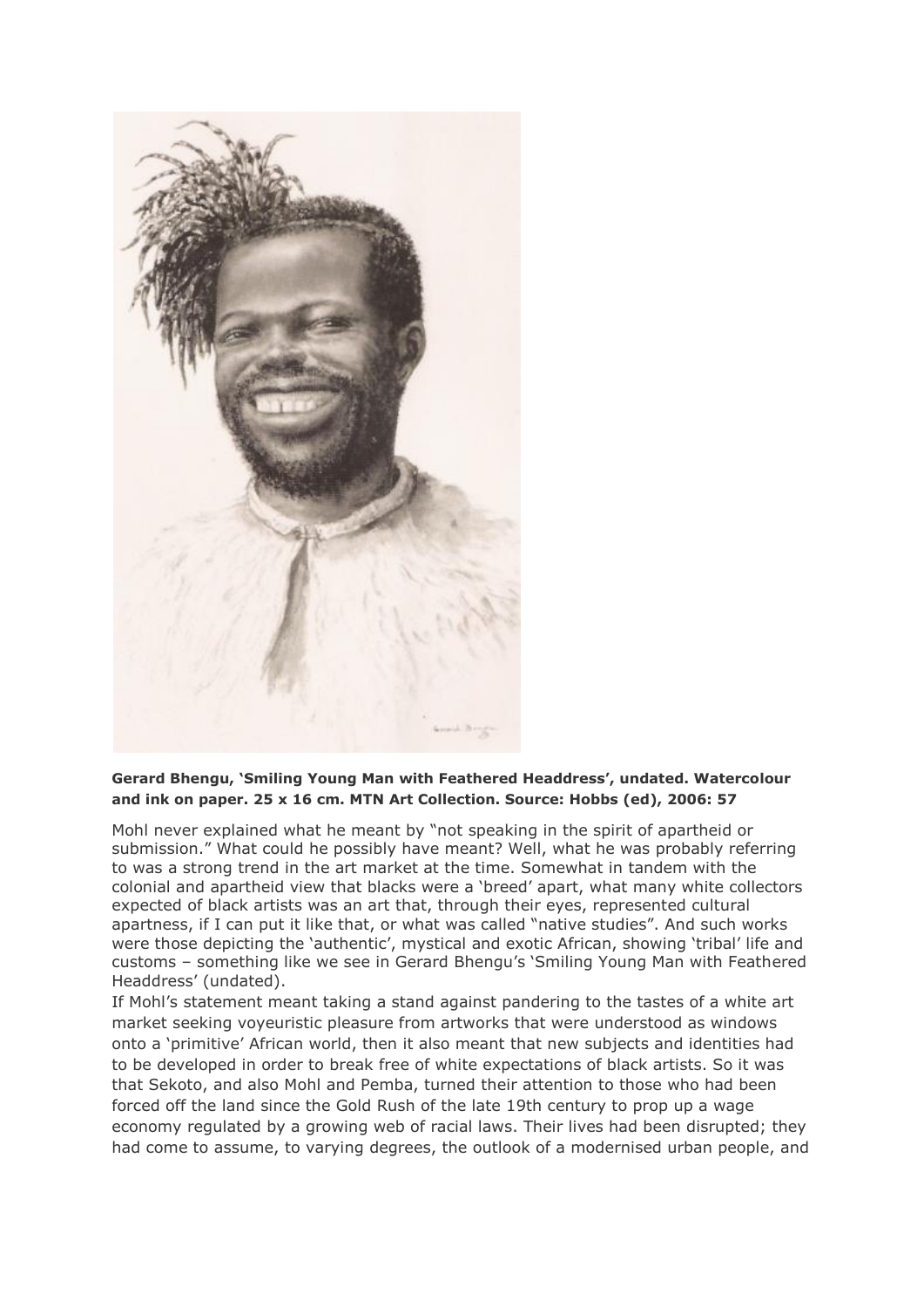**Gerard Bhengu, 'Smiling Young Man with Feathered Headdress', undated. Watercolour and ink on paper. 25 x 16 cm. MTN Art Collection. Source: Hobbs (ed), 2006: 57**

Mohl never explained what he meant by "not speaking in the spirit of apartheid or submission." What could he possibly have meant? Well, what he was probably referring to was a strong trend in the art market at the time. Somewhat in tandem with the colonial and apartheid view that blacks were a 'breed' apart, what many white collectors expected of black artists was an art that, through their eyes, represented cultural apartness, if I can put it like that, or what was called "native studies". And such works were those depicting the 'authentic', mystical and exotic African, showing 'tribal' life and customs – something like we see in Gerard Bhengu's 'Smiling Young Man with Feathered Headdress' (undated).

If Mohl's statement meant taking a stand against pandering to the tastes of a white art market seeking voyeuristic pleasure from artworks that were understood as windows onto a 'primitive' African world, then it also meant that new subjects and identities had to be developed in order to break free of white expectations of black artists. So it was that Sekoto, and also Mohl and Pemba, turned their attention to those who had been forced off the land since the Gold Rush of the late 19th century to prop up a wage economy regulated by a growing web of racial laws. Their lives had been disrupted; they had come to assume, to varying degrees, the outlook of a modernised urban people, and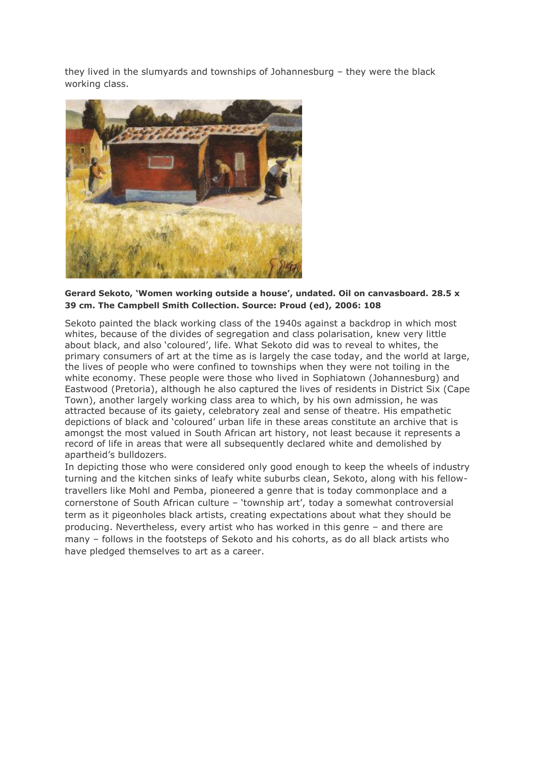they lived in the slumyards and townships of Johannesburg – they were the black working class.

**Gerard Sekoto, 'Women working outside a house', undated. Oil on canvasboard. 28.5 x 39 cm. The Campbell Smith Collection. Source: Proud (ed), 2006: 108**

Sekoto painted the black working class of the 1940s against a backdrop in which most whites, because of the divides of segregation and class polarisation, knew very little about black, and also 'coloured', life. What Sekoto did was to reveal to whites, the primary consumers of art at the time as is largely the case today, and the world at large, the lives of people who were confined to townships when they were not toiling in the white economy. These people were those who lived in Sophiatown (Johannesburg) and Eastwood (Pretoria), although he also captured the lives of residents in District Six (Cape Town), another largely working class area to which, by his own admission, he was attracted because of its gaiety, celebratory zeal and sense of theatre. His empathetic depictions of black and 'coloured' urban life in these areas constitute an archive that is amongst the most valued in South African art history, not least because it represents a record of life in areas that were all subsequently declared white and demolished by apartheid's bulldozers.

In depicting those who were considered only good enough to keep the wheels of industry turning and the kitchen sinks of leafy white suburbs clean, Sekoto, along with his fellow-travellers like Mohl and Pemba, pioneered a genre that is today commonplace and a cornerstone of South African culture – 'township art', today a somewhat controversial term as it pigeonholes black artists, creating expectations about what they should be producing. Nevertheless, every artist who has worked in this genre – and there are many – follows in the footsteps of Sekoto and his cohorts, as do all black artists who have pledged themselves to art as a career.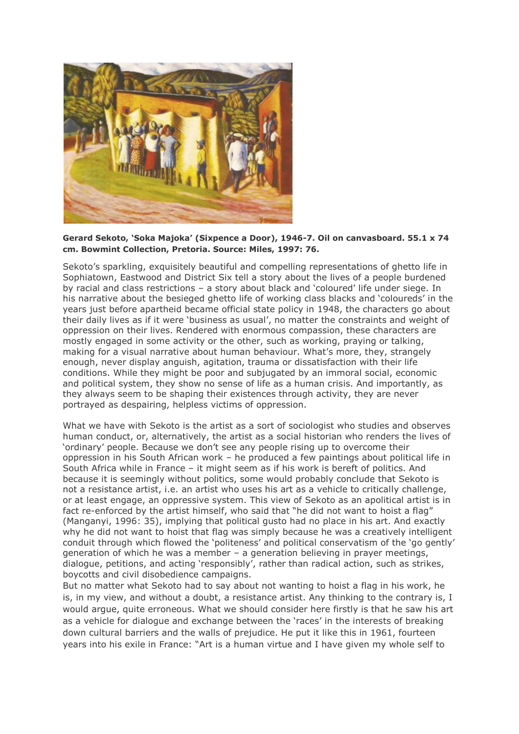**Gerard Sekoto, 'Soka Majoka' (Sixpence a Door), 1946-7. Oil on canvasboard. 55.1 x 74 cm. Bowmint Collection, Pretoria. Source: Miles, 1997: 76.**

Sekoto's sparkling, exquisitely beautiful and compelling representations of ghetto life in Sophiatown, Eastwood and District Six tell a story about the lives of a people burdened by racial and class restrictions – a story about black and 'coloured' life under siege. In his narrative about the besieged ghetto life of working class blacks and 'coloureds' in the years just before apartheid became official state policy in 1948, the characters go about their daily lives as if it were 'business as usual', no matter the constraints and weight of oppression on their lives. Rendered with enormous compassion, these characters are mostly engaged in some activity or the other, such as working, praying or talking, making for a visual narrative about human behaviour. What's more, they, strangely enough, never display anguish, agitation, trauma or dissatisfaction with their life conditions. While they might be poor and subjugated by an immoral social, economic and political system, they show no sense of life as a human crisis. And importantly, as they always seem to be shaping their existences through activity, they are never portrayed as despairing, helpless victims of oppression.

What we have with Sekoto is the artist as a sort of sociologist who studies and observes human conduct, or, alternatively, the artist as a social historian who renders the lives of 'ordinary' people. Because we don't see any people rising up to overcome their oppression in his South African work – he produced a few paintings about political life in South Africa while in France – it might seem as if his work is bereft of politics. And because it is seemingly without politics, some would probably conclude that Sekoto is not a resistance artist, i.e. an artist who uses his art as a vehicle to critically challenge, or at least engage, an oppressive system. This view of Sekoto as an apolitical artist is in fact re-enforced by the artist himself, who said that "he did not want to hoist a flag" (Manganyi, 1996: 35), implying that political gusto had no place in his art. And exactly why he did not want to hoist that flag was simply because he was a creatively intelligent conduit through which flowed the 'politeness' and political conservatism of the 'go gently' generation of which he was a member – a generation believing in prayer meetings, dialogue, petitions, and acting 'responsibly', rather than radical action, such as strikes, boycotts and civil disobedience campaigns.

But no matter what Sekoto had to say about not wanting to hoist a flag in his work, he is, in my view, and without a doubt, a resistance artist. Any thinking to the contrary is, I would argue, quite erroneous. What we should consider here firstly is that he saw his art as a vehicle for dialogue and exchange between the 'races' in the interests of breaking down cultural barriers and the walls of prejudice. He put it like this in 1961, fourteen years into his exile in France: "Art is a human virtue and I have given my whole self to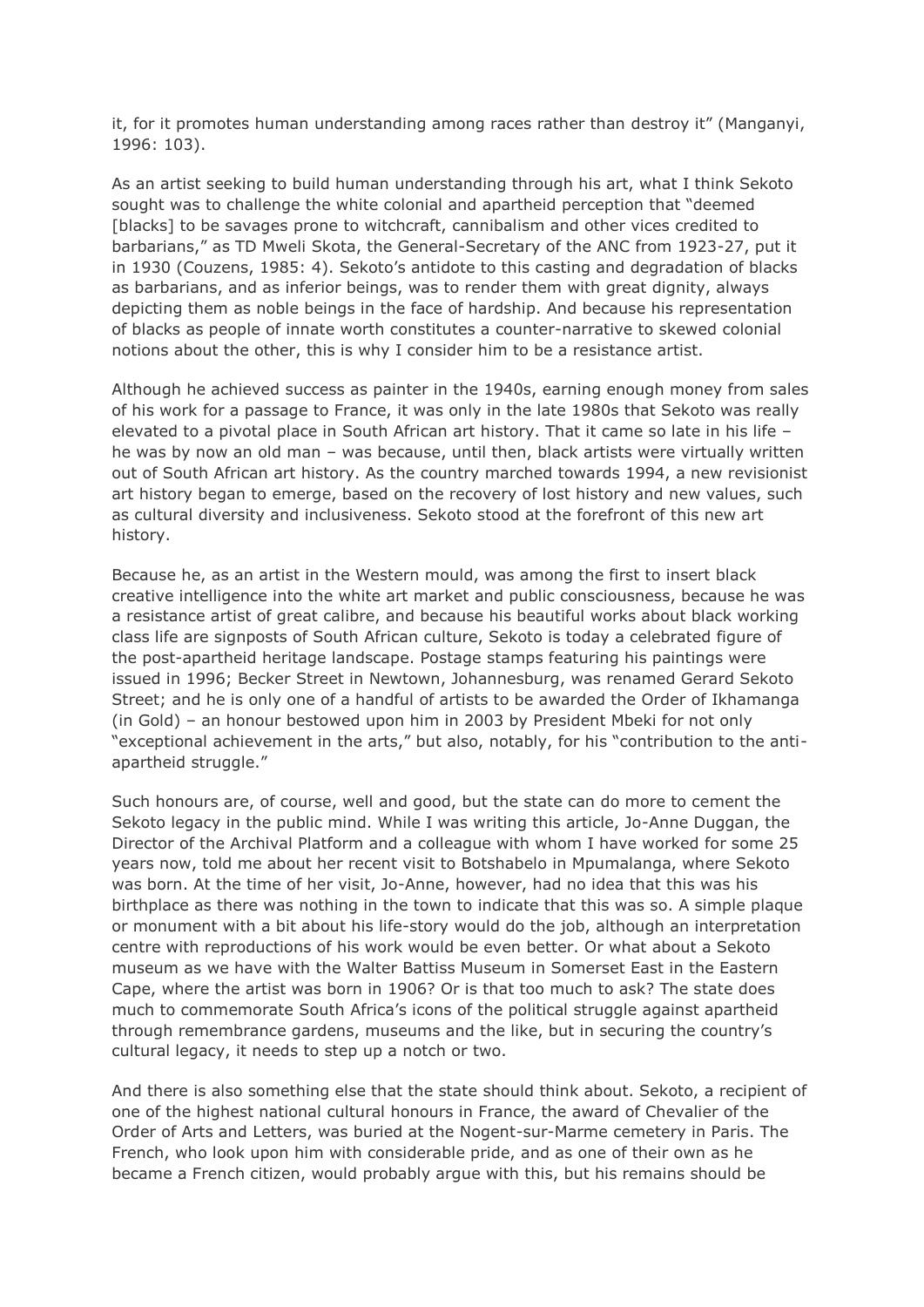it, for it promotes human understanding among races rather than destroy it" (Manganyi, 1996: 103).

As an artist seeking to build human understanding through his art, what I think Sekoto sought was to challenge the white colonial and apartheid perception that "deemed [blacks] to be savages prone to witchcraft, cannibalism and other vices credited to barbarians," as TD Mweli Skota, the General-Secretary of the ANC from 1923-27, put it in 1930 (Couzens, 1985: 4). Sekoto's antidote to this casting and degradation of blacks as barbarians, and as inferior beings, was to render them with great dignity, always depicting them as noble beings in the face of hardship. And because his representation of blacks as people of innate worth constitutes a counter-narrative to skewed colonial notions about the other, this is why I consider him to be a resistance artist.

Although he achieved success as painter in the 1940s, earning enough money from sales of his work for a passage to France, it was only in the late 1980s that Sekoto was really elevated to a pivotal place in South African art history. That it came so late in his life – he was by now an old man – was because, until then, black artists were virtually written out of South African art history. As the country marched towards 1994, a new revisionist art history began to emerge, based on the recovery of lost history and new values, such as cultural diversity and inclusiveness. Sekoto stood at the forefront of this new art history.

Because he, as an artist in the Western mould, was among the first to insert black creative intelligence into the white art market and public consciousness, because he was a resistance artist of great calibre, and because his beautiful works about black working class life are signposts of South African culture, Sekoto is today a celebrated figure of the post-apartheid heritage landscape. Postage stamps featuring his paintings were issued in 1996; Becker Street in Newtown, Johannesburg, was renamed Gerard Sekoto Street; and he is only one of a handful of artists to be awarded the Order of Ikhamanga (in Gold) – an honour bestowed upon him in 2003 by President Mbeki for not only "exceptional achievement in the arts," but also, notably, for his "contribution to the anti-apartheid struggle."

Such honours are, of course, well and good, but the state can do more to cement the Sekoto legacy in the public mind. While I was writing this article, Jo-Anne Duggan, the Director of the Archival Platform and a colleague with whom I have worked for some 25 years now, told me about her recent visit to Botshabelo in Mpumalanga, where Sekoto was born. At the time of her visit, Jo-Anne, however, had no idea that this was his birthplace as there was nothing in the town to indicate that this was so. A simple plaque or monument with a bit about his life-story would do the job, although an interpretation centre with reproductions of his work would be even better. Or what about a Sekoto museum as we have with the Walter Battiss Museum in Somerset East in the Eastern Cape, where the artist was born in 1906? Or is that too much to ask? The state does much to commemorate South Africa's icons of the political struggle against apartheid through remembrance gardens, museums and the like, but in securing the country's cultural legacy, it needs to step up a notch or two.

And there is also something else that the state should think about. Sekoto, a recipient of one of the highest national cultural honours in France, the award of Chevalier of the Order of Arts and Letters, was buried at the Nogent-sur-Marme cemetery in Paris. The French, who look upon him with considerable pride, and as one of their own as he became a French citizen, would probably argue with this, but his remains should be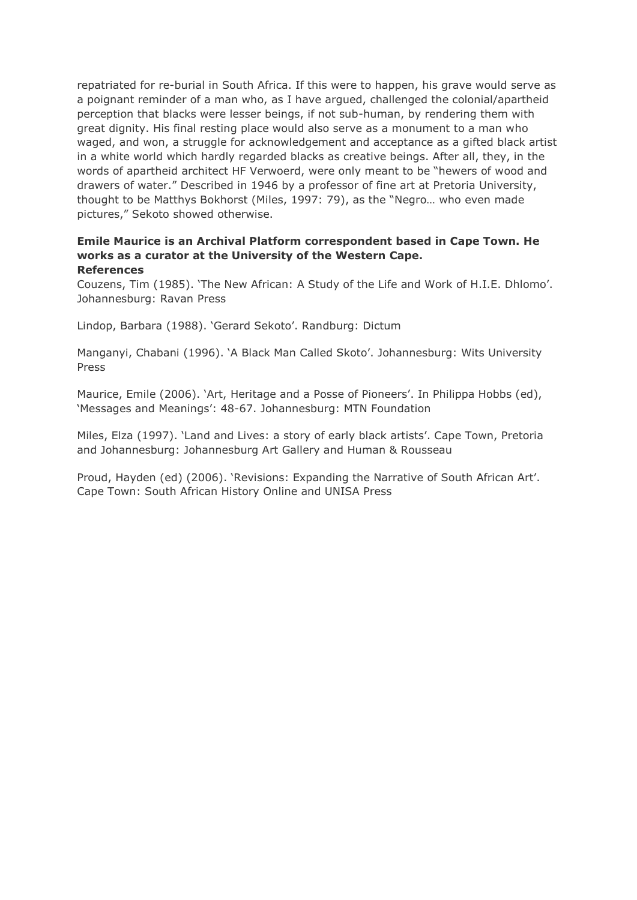repatriated for re-burial in South Africa. If this were to happen, his grave would serve as a poignant reminder of a man who, as I have argued, challenged the colonial/apartheid perception that blacks were lesser beings, if not sub-human, by rendering them with great dignity. His final resting place would also serve as a monument to a man who waged, and won, a struggle for acknowledgement and acceptance as a gifted black artist in a white world which hardly regarded blacks as creative beings. After all, they, in the words of apartheid architect HF Verwoerd, were only meant to be "hewers of wood and drawers of water." Described in 1946 by a professor of fine art at Pretoria University, thought to be Matthys Bokhorst (Miles, 1997: 79), as the "Negro… who even made pictures," Sekoto showed otherwise.

**Emile Maurice is an Archival Platform correspondent based in Cape Town. He works as a curator at the University of the Western Cape.**

**References**

Couzens, Tim (1985). 'The New African: A Study of the Life and Work of H.I.E. Dhlomo'. Johannesburg: Ravan Press

Lindop, Barbara (1988). 'Gerard Sekoto'. Randburg: Dictum

Manganyi, Chabani (1996). 'A Black Man Called Skoto'. Johannesburg: Wits University Press

Maurice, Emile (2006). 'Art, Heritage and a Posse of Pioneers'. In Philippa Hobbs (ed), 'Messages and Meanings': 48-67. Johannesburg: MTN Foundation

Miles, Elza (1997). 'Land and Lives: a story of early black artists'. Cape Town, Pretoria and Johannesburg: Johannesburg Art Gallery and Human & Rousseau

Proud, Hayden (ed) (2006). 'Revisions: Expanding the Narrative of South African Art'. Cape Town: South African History Online and UNISA Press